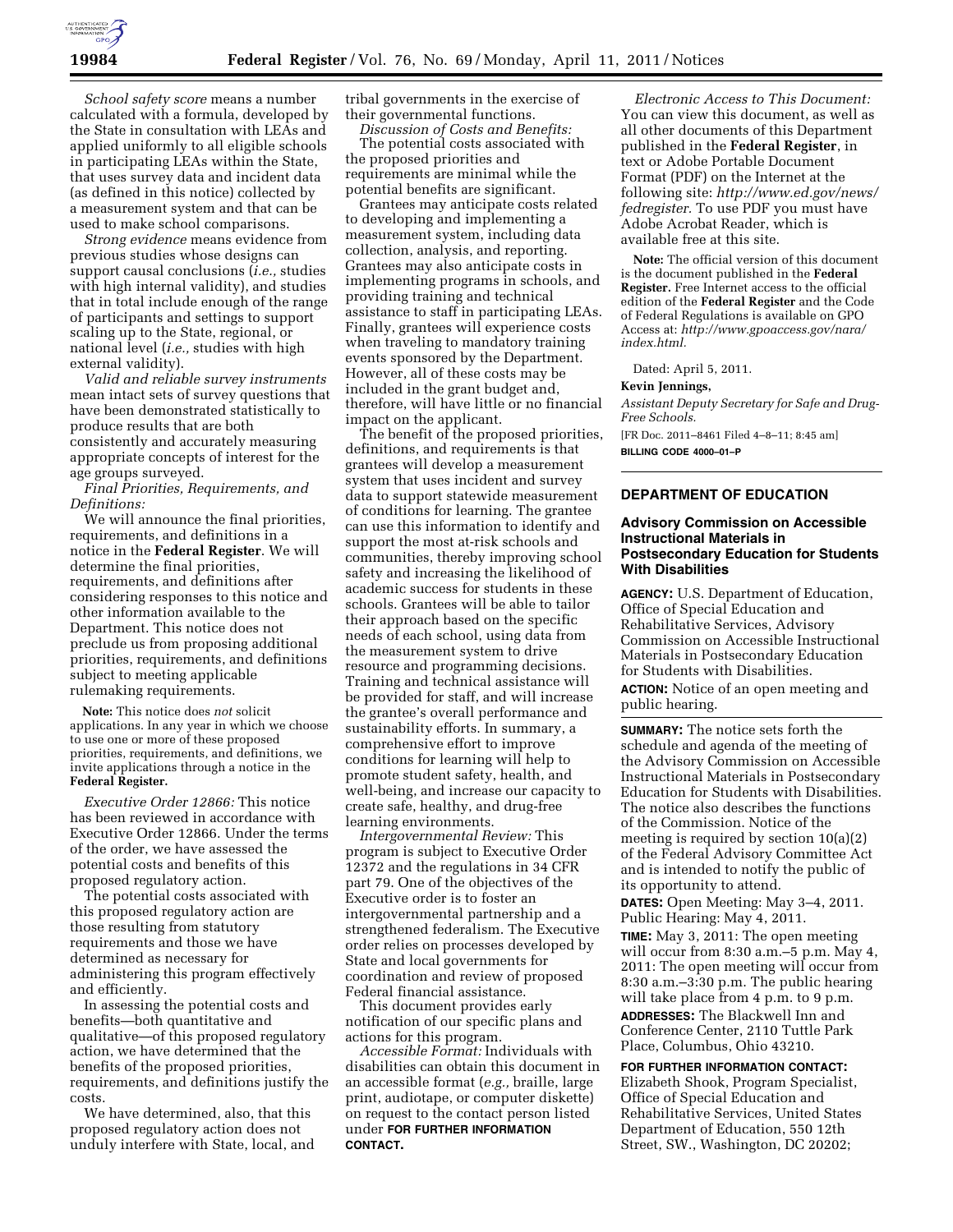*School safety score* means a number calculated with a formula, developed by the State in consultation with LEAs and applied uniformly to all eligible schools in participating LEAs within the State, that uses survey data and incident data (as defined in this notice) collected by a measurement system and that can be used to make school comparisons.

*Strong evidence* means evidence from previous studies whose designs can support causal conclusions (*i.e.,* studies with high internal validity), and studies that in total include enough of the range of participants and settings to support scaling up to the State, regional, or national level (*i.e.,* studies with high external validity).

*Valid and reliable survey instruments* mean intact sets of survey questions that have been demonstrated statistically to produce results that are both consistently and accurately measuring appropriate concepts of interest for the age groups surveyed.

*Final Priorities, Requirements, and Definitions:*

We will announce the final priorities, requirements, and definitions in a notice in the **Federal Register**. We will determine the final priorities, requirements, and definitions after considering responses to this notice and other information available to the Department. This notice does not preclude us from proposing additional priorities, requirements, and definitions subject to meeting applicable rulemaking requirements.

**Note:** This notice does *not* solicit applications. In any year in which we choose to use one or more of these proposed priorities, requirements, and definitions, we invite applications through a notice in the **Federal Register.**

*Executive Order 12866:* This notice has been reviewed in accordance with Executive Order 12866. Under the terms of the order, we have assessed the potential costs and benefits of this proposed regulatory action.

The potential costs associated with this proposed regulatory action are those resulting from statutory requirements and those we have determined as necessary for administering this program effectively and efficiently.

In assessing the potential costs and benefits—both quantitative and qualitative—of this proposed regulatory action, we have determined that the benefits of the proposed priorities, requirements, and definitions justify the costs.

We have determined, also, that this proposed regulatory action does not unduly interfere with State, local, and tribal governments in the exercise of their governmental functions.

*Discussion of Costs and Benefits:*

The potential costs associated with the proposed priorities and requirements are minimal while the potential benefits are significant.

Grantees may anticipate costs related to developing and implementing a measurement system, including data collection, analysis, and reporting. Grantees may also anticipate costs in implementing programs in schools, and providing training and technical assistance to staff in participating LEAs. Finally, grantees will experience costs when traveling to mandatory training events sponsored by the Department. However, all of these costs may be included in the grant budget and, therefore, will have little or no financial impact on the applicant.

The benefit of the proposed priorities, definitions, and requirements is that grantees will develop a measurement system that uses incident and survey data to support statewide measurement of conditions for learning. The grantee can use this information to identify and support the most at-risk schools and communities, thereby improving school safety and increasing the likelihood of academic success for students in these schools. Grantees will be able to tailor their approach based on the specific needs of each school, using data from the measurement system to drive resource and programming decisions. Training and technical assistance will be provided for staff, and will increase the grantee's overall performance and sustainability efforts. In summary, a comprehensive effort to improve conditions for learning will help to promote student safety, health, and well-being, and increase our capacity to create safe, healthy, and drug-free learning environments.

*Intergovernmental Review:* This program is subject to Executive Order 12372 and the regulations in 34 CFR part 79. One of the objectives of the Executive order is to foster an intergovernmental partnership and a strengthened federalism. The Executive order relies on processes developed by State and local governments for coordination and review of proposed Federal financial assistance.

This document provides early notification of our specific plans and actions for this program.

*Accessible Format:* Individuals with disabilities can obtain this document in an accessible format (*e.g.,* braille, large print, audiotape, or computer diskette) on request to the contact person listed under **FOR FURTHER INFORMATION CONTACT.**

*Electronic Access to This Document:* You can view this document, as well as all other documents of this Department published in the **Federal Register**, in text or Adobe Portable Document Format (PDF) on the Internet at the following site: *http://www.ed.gov/news/fedregister.* To use PDF you must have Adobe Acrobat Reader, which is available free at this site.

**Note:** The official version of this document is the document published in the **Federal Register.** Free Internet access to the official edition of the **Federal Register** and the Code of Federal Regulations is available on GPO Access at: *http://www.gpoaccess.gov/nara/index.html.*

Dated: April 5, 2011.

**Kevin Jennings,**

*Assistant Deputy Secretary for Safe and Drug-Free Schools.*

[FR Doc. 2011–8461 Filed 4–8–11; 8:45 am]

**BILLING CODE 4000–01–P**

## DEPARTMENT OF EDUCATION

### Advisory Commission on Accessible Instructional Materials in Postsecondary Education for Students With Disabilities

**AGENCY:** U.S. Department of Education, Office of Special Education and Rehabilitative Services, Advisory Commission on Accessible Instructional Materials in Postsecondary Education for Students with Disabilities.

**ACTION:** Notice of an open meeting and public hearing.

**SUMMARY:** The notice sets forth the schedule and agenda of the meeting of the Advisory Commission on Accessible Instructional Materials in Postsecondary Education for Students with Disabilities. The notice also describes the functions of the Commission. Notice of the meeting is required by section 10(a)(2) of the Federal Advisory Committee Act and is intended to notify the public of its opportunity to attend.

**DATES:** Open Meeting: May 3–4, 2011. Public Hearing: May 4, 2011.

**TIME:** May 3, 2011: The open meeting will occur from 8:30 a.m.–5 p.m. May 4, 2011: The open meeting will occur from 8:30 a.m.–3:30 p.m. The public hearing will take place from 4 p.m. to 9 p.m.

**ADDRESSES:** The Blackwell Inn and Conference Center, 2110 Tuttle Park Place, Columbus, Ohio 43210.

**FOR FURTHER INFORMATION CONTACT:** Elizabeth Shook, Program Specialist, Office of Special Education and Rehabilitative Services, United States Department of Education, 550 12th Street, SW., Washington, DC 20202;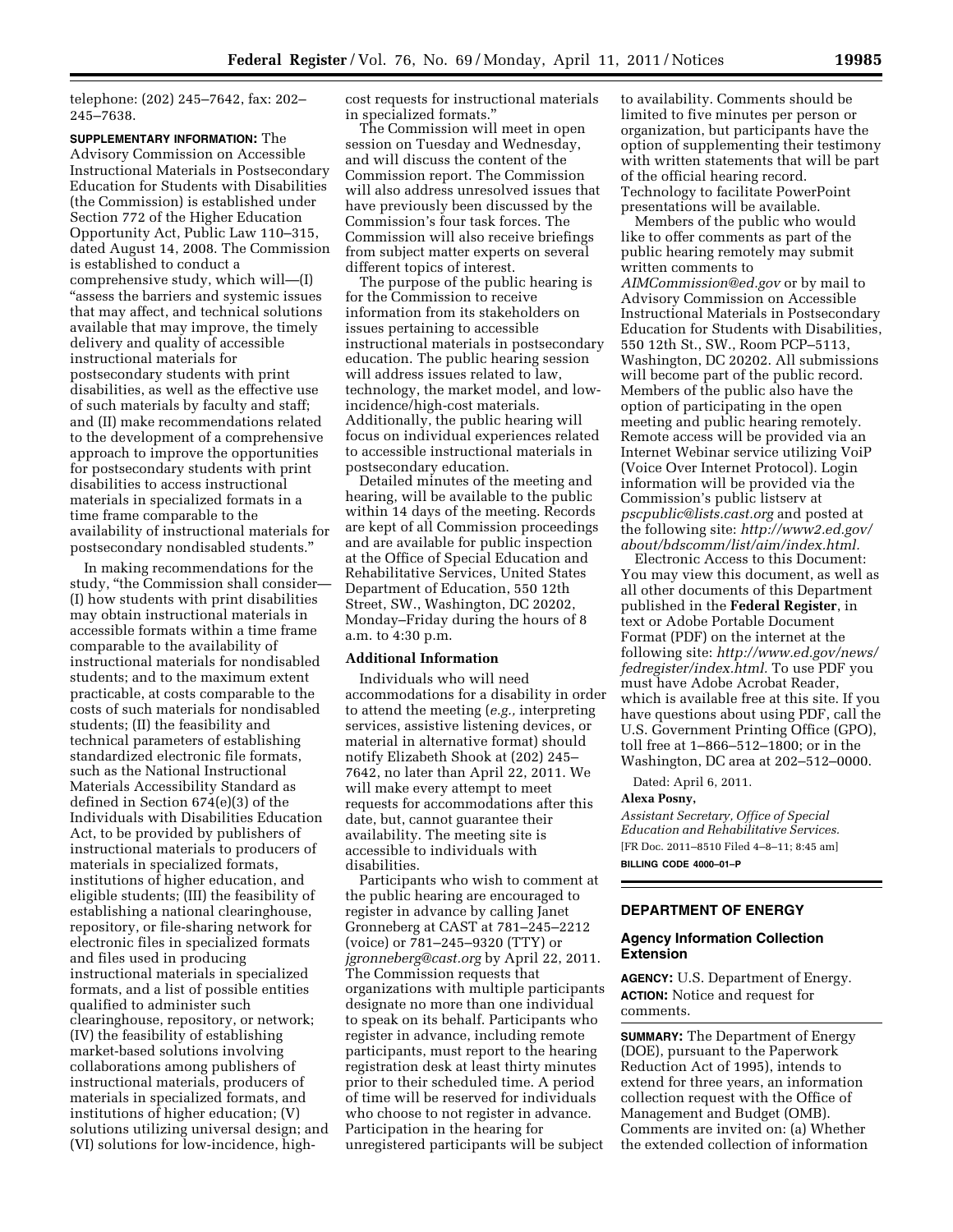telephone: (202) 245–7642, fax: 202–245–7638.

**SUPPLEMENTARY INFORMATION:** The Advisory Commission on Accessible Instructional Materials in Postsecondary Education for Students with Disabilities (the Commission) is established under Section 772 of the Higher Education Opportunity Act, Public Law 110–315, dated August 14, 2008. The Commission is established to conduct a comprehensive study, which will—(I) "assess the barriers and systemic issues that may affect, and technical solutions available that may improve, the timely delivery and quality of accessible instructional materials for postsecondary students with print disabilities, as well as the effective use of such materials by faculty and staff; and (II) make recommendations related to the development of a comprehensive approach to improve the opportunities for postsecondary students with print disabilities to access instructional materials in specialized formats in a time frame comparable to the availability of instructional materials for postsecondary nondisabled students."

In making recommendations for the study, "the Commission shall consider—(I) how students with print disabilities may obtain instructional materials in accessible formats within a time frame comparable to the availability of instructional materials for nondisabled students; and to the maximum extent practicable, at costs comparable to the costs of such materials for nondisabled students; (II) the feasibility and technical parameters of establishing standardized electronic file formats, such as the National Instructional Materials Accessibility Standard as defined in Section 674(e)(3) of the Individuals with Disabilities Education Act, to be provided by publishers of instructional materials to producers of materials in specialized formats, institutions of higher education, and eligible students; (III) the feasibility of establishing a national clearinghouse, repository, or file-sharing network for electronic files in specialized formats and files used in producing instructional materials in specialized formats, and a list of possible entities qualified to administer such clearinghouse, repository, or network; (IV) the feasibility of establishing market-based solutions involving collaborations among publishers of instructional materials, producers of materials in specialized formats, and institutions of higher education; (V) solutions utilizing universal design; and (VI) solutions for low-incidence, high-cost requests for instructional materials in specialized formats."

The Commission will meet in open session on Tuesday and Wednesday, and will discuss the content of the Commission report. The Commission will also address unresolved issues that have previously been discussed by the Commission's four task forces. The Commission will also receive briefings from subject matter experts on several different topics of interest.

The purpose of the public hearing is for the Commission to receive information from its stakeholders on issues pertaining to accessible instructional materials in postsecondary education. The public hearing session will address issues related to law, technology, the market model, and low-incidence/high-cost materials. Additionally, the public hearing will focus on individual experiences related to accessible instructional materials in postsecondary education.

Detailed minutes of the meeting and hearing, will be available to the public within 14 days of the meeting. Records are kept of all Commission proceedings and are available for public inspection at the Office of Special Education and Rehabilitative Services, United States Department of Education, 550 12th Street, SW., Washington, DC 20202, Monday–Friday during the hours of 8 a.m. to 4:30 p.m.

### Additional Information

Individuals who will need accommodations for a disability in order to attend the meeting (*e.g.,* interpreting services, assistive listening devices, or material in alternative format) should notify Elizabeth Shook at (202) 245–7642, no later than April 22, 2011. We will make every attempt to meet requests for accommodations after this date, but, cannot guarantee their availability. The meeting site is accessible to individuals with disabilities.

Participants who wish to comment at the public hearing are encouraged to register in advance by calling Janet Gronneberg at CAST at 781–245–2212 (voice) or 781–245–9320 (TTY) or *jgronneberg@cast.org* by April 22, 2011. The Commission requests that organizations with multiple participants designate no more than one individual to speak on its behalf. Participants who register in advance, including remote participants, must report to the hearing registration desk at least thirty minutes prior to their scheduled time. A period of time will be reserved for individuals who choose to not register in advance. Participation in the hearing for unregistered participants will be subject to availability. Comments should be limited to five minutes per person or organization, but participants have the option of supplementing their testimony with written statements that will be part of the official hearing record. Technology to facilitate PowerPoint presentations will be available.

Members of the public who would like to offer comments as part of the public hearing remotely may submit written comments to *AIMCommission@ed.gov* or by mail to Advisory Commission on Accessible Instructional Materials in Postsecondary Education for Students with Disabilities, 550 12th St., SW., Room PCP–5113, Washington, DC 20202. All submissions will become part of the public record. Members of the public also have the option of participating in the open meeting and public hearing remotely. Remote access will be provided via an Internet Webinar service utilizing VoiP (Voice Over Internet Protocol). Login information will be provided via the Commission's public listserv at *pscpublic@lists.cast.org* and posted at the following site: *http://www2.ed.gov/about/bdscomm/list/aim/index.html.*

Electronic Access to this Document: You may view this document, as well as all other documents of this Department published in the **Federal Register**, in text or Adobe Portable Document Format (PDF) on the internet at the following site: *http://www.ed.gov/news/fedregister/index.html.* To use PDF you must have Adobe Acrobat Reader, which is available free at this site. If you have questions about using PDF, call the U.S. Government Printing Office (GPO), toll free at 1–866–512–1800; or in the Washington, DC area at 202–512–0000.

Dated: April 6, 2011.

**Alexa Posny,**

*Assistant Secretary, Office of Special Education and Rehabilitative Services.*

[FR Doc. 2011–8510 Filed 4–8–11; 8:45 am]

**BILLING CODE 4000–01–P**

## DEPARTMENT OF ENERGY

### Agency Information Collection Extension

**AGENCY:** U.S. Department of Energy.

**ACTION:** Notice and request for comments.

**SUMMARY:** The Department of Energy (DOE), pursuant to the Paperwork Reduction Act of 1995), intends to extend for three years, an information collection request with the Office of Management and Budget (OMB). Comments are invited on: (a) Whether the extended collection of information